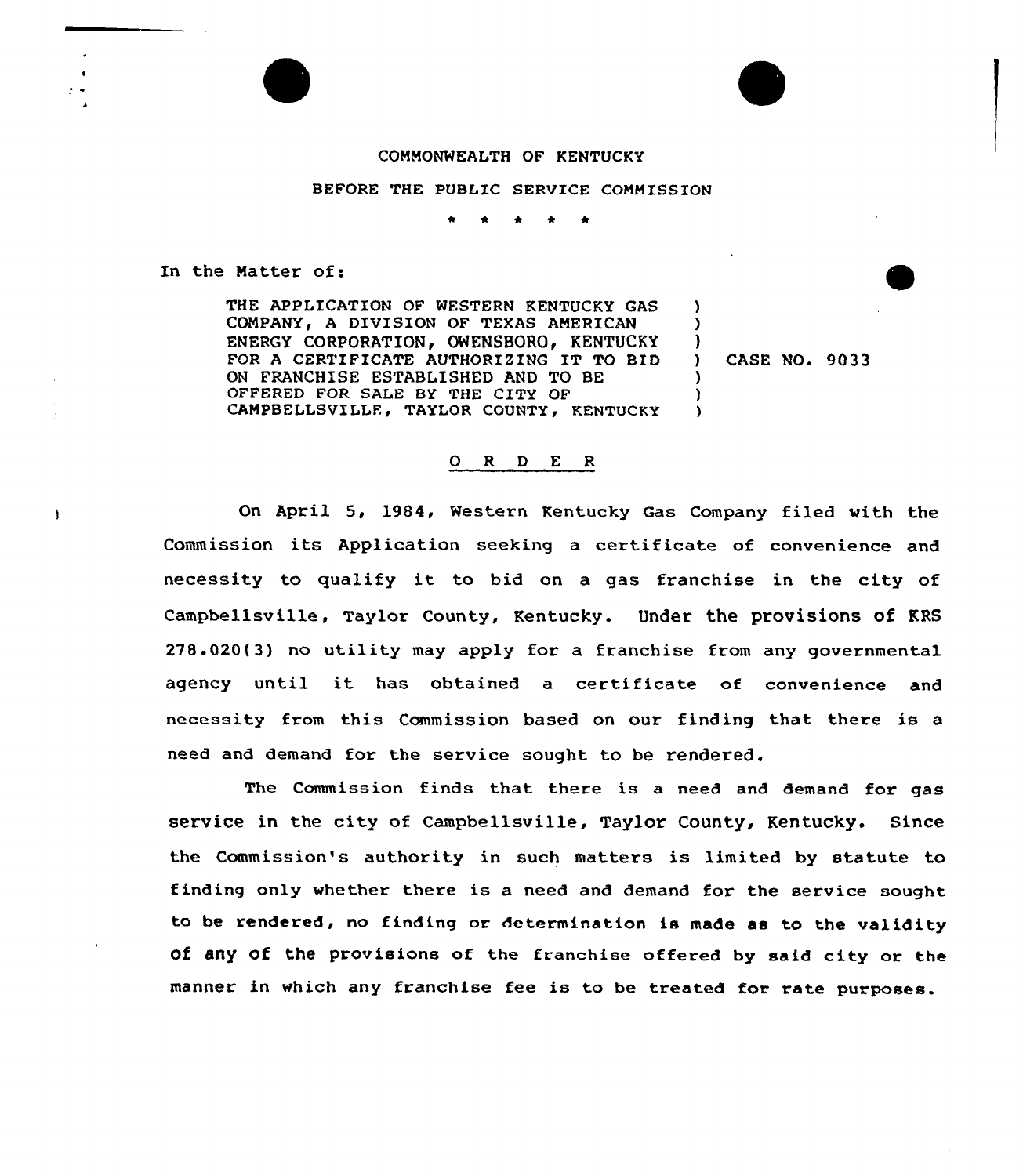COMMONWEALTH OF KENTUCKY

BEFORE THE PUBLIC SERVICE COMMISSION

\* \* \* \* \*

In the Matter of:

THE APPLICATION OF WESTERN KENTUCKY GAS COMPANY, A DIVISION OF TEXAS AMERICAN ENERGY CORPORATION, OWENSBORO, KENTUCKY FOR A CERTIFICATE AUTHORIZING IT TO BID ON FRANCHISE ESTABLISHED AND TO BE OFFERED FOR SALE BY THE CITY OF CAMPBELLSVILLE, TAYLOR COUNTY, KENTUCKY ) CASE NO. 9033

## O R D E R

On April 5, 1984, Western Kentucky Gas Company filed with the Commission its Application seeking a certificate of convenience and necessity to qualify it to bid on a gas franchise in the city of Campbellsville, Taylor County, Kentucky. Under the provisions of KRS 278.020(3) no utility may apply for a franchise from any governmental agency until it has obtained a certificate of convenience and necessity from this Commission based on our finding that there is a need and demand for the service sought to be rendered.

The Commission finds that there is a need and demand for gas service in the city of Campbellsville, Taylor County, Kentucky. Since the Commission's authority in such matters is limited by statute to finding only whether there is a need and demand for the service sought to be rendered, no finding or determination is made as to the validity of any of the provisions of the franchise offered by said city or the manner in which any franchise fee is to be treated for rate purposes.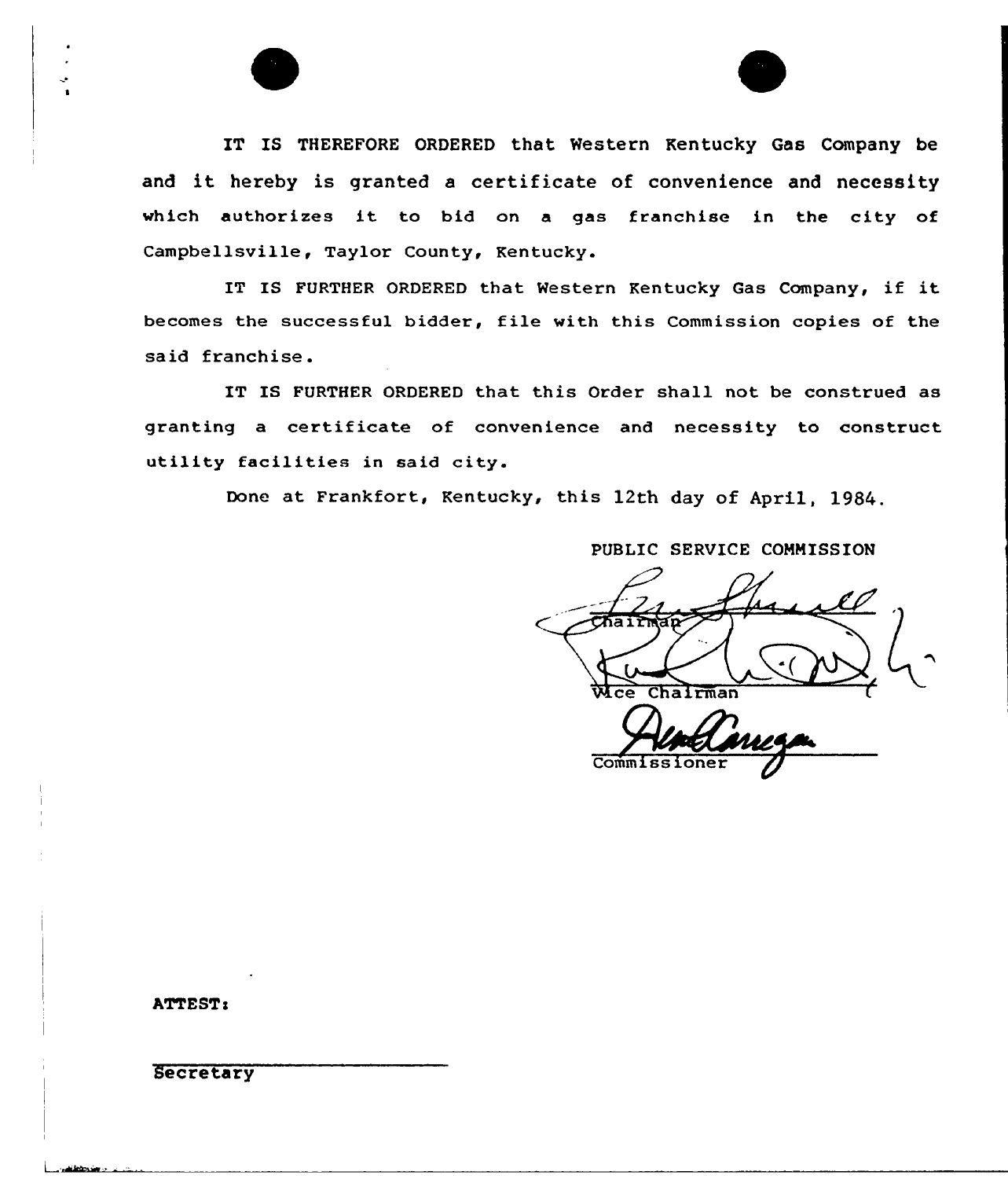IT IS THEREFORE ORDERED that Western Kentucky Gas Company be and it hereby is granted a certificate of convenience and necessity which authorizes it to bid on a gas franchise in the city of Campbellsville, Taylor County, Kentucky.

IT IS FURTHER ORDERED that Western Kentucky Gas Company, if it becomes the successful bidder, file with this Commission copies of the said franchise.

IT IS FURTHER ORDERED that this Order shall not be construed as granting a certificate of convenience and necessity to construct utility facilities in said city.

Done at Frankfort, Kentucky, this 12th day of April, 1984.

PUBLIC SERVICE COMMISSION

Chairman

Vice Chairman

Commissioner

ATTEST:

Secretary